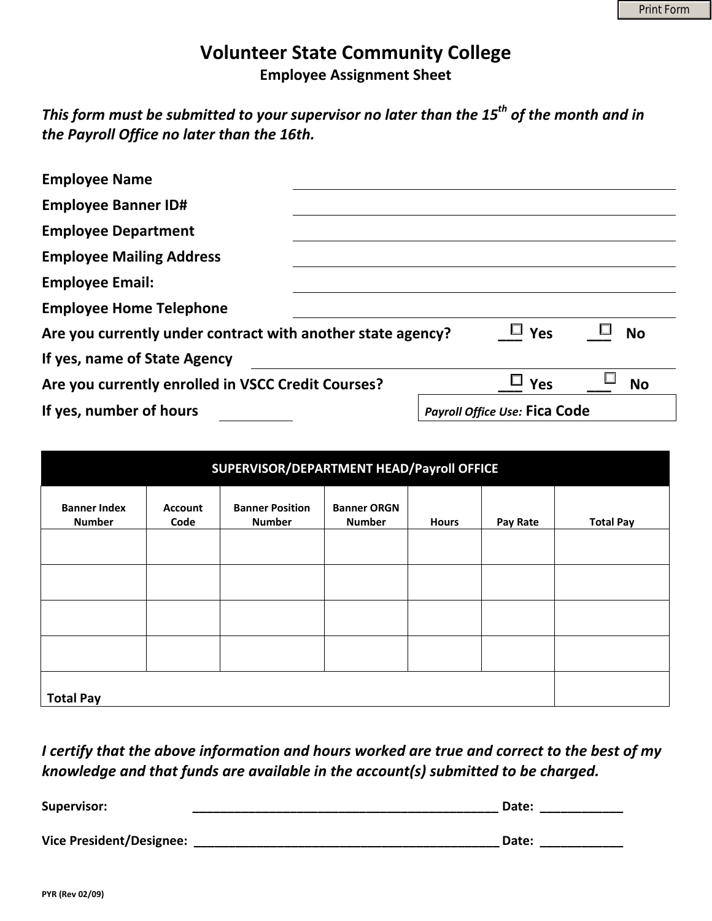Print Form

# Volunteer State Community College

## Employee Assignment Sheet

***This form must be submitted to your supervisor no later than the 15th of the month and in the Payroll Office no later than the 16th.***

**Employee Name** ______________________________

**Employee Banner ID#** ______________________________

**Employee Department** ______________________________

**Employee Mailing Address** ______________________________

**Employee Email:** ______________________________

**Employee Home Telephone** ______________________________

**Are you currently under contract with another state agency?** ☐ **Yes** ☐ **No**

**If yes, name of State Agency** ______________________________

**Are you currently enrolled in VSCC Credit Courses?** ☐ **Yes** ☐ **No**

**If yes, number of hours** __________

*Payroll Office Use:* **Fica Code**

| SUPERVISOR/DEPARTMENT HEAD/Payroll OFFICE | | | | | | |
|---|---|---|---|---|---|---|
| Banner Index Number | Account Code | Banner Position Number | Banner ORGN Number | Hours | Pay Rate | Total Pay |
| | | | | | | |
| | | | | | | |
| | | | | | | |
| | | | | | | |
| Total Pay | | | | | | |

***I certify that the above information and hours worked are true and correct to the best of my knowledge and that funds are available in the account(s) submitted to be charged.***

**Supervisor:** ______________________________________________ **Date:** ____________

**Vice President/Designee:** ______________________________________________ **Date:** ____________

PYR (Rev 02/09)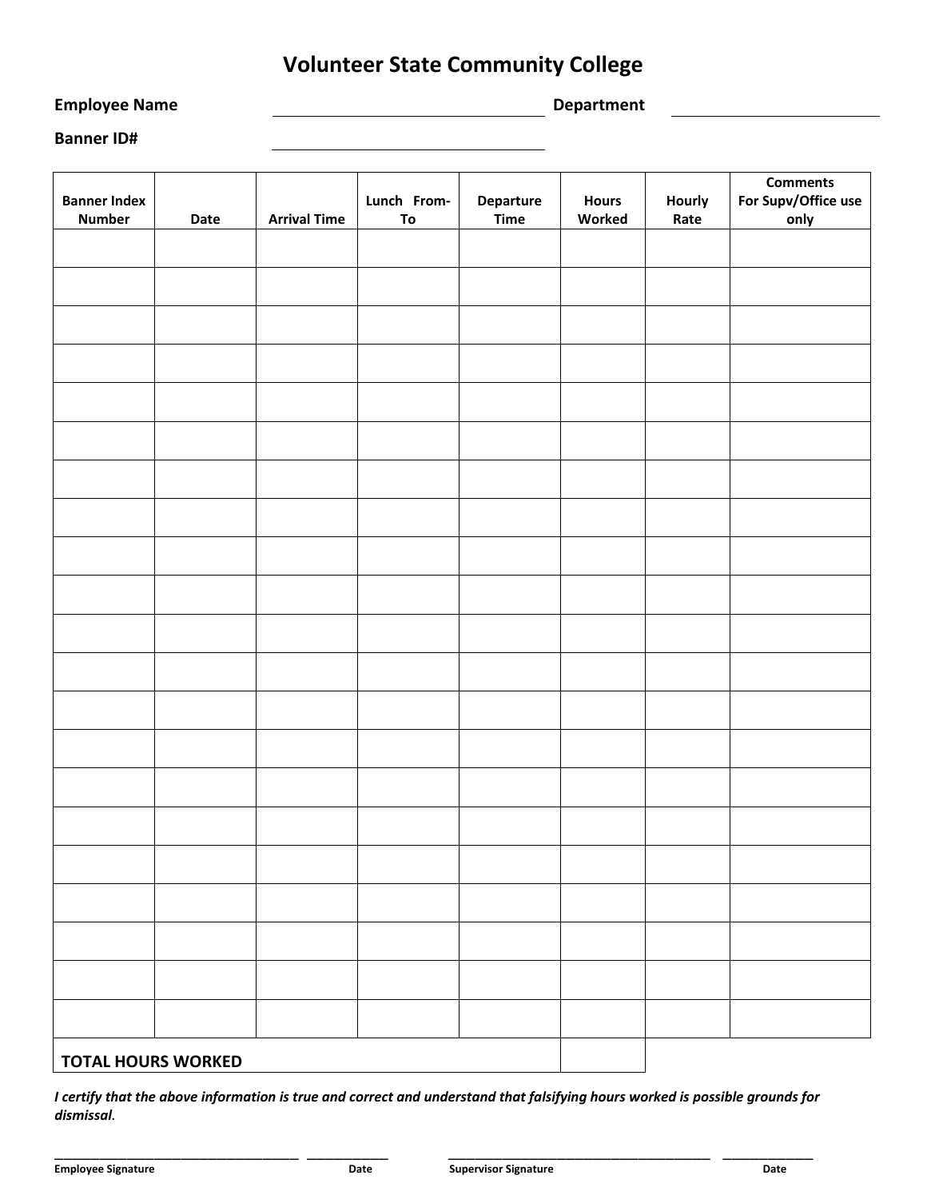# Volunteer State Community College

**Employee Name** \_\_\_\_\_\_\_\_\_\_\_\_\_\_\_\_\_\_\_\_\_\_\_\_\_\_\_\_\_\_ **Department** \_\_\_\_\_\_\_\_\_\_\_\_\_\_\_\_\_\_\_\_\_\_\_\_

**Banner ID#** \_\_\_\_\_\_\_\_\_\_\_\_\_\_\_\_\_\_\_\_\_\_\_\_\_\_\_\_\_\_

| Banner Index Number | Date | Arrival Time | Lunch From-To | Departure Time | Hours Worked | Hourly Rate | Comments For Supv/Office use only |
|---|---|---|---|---|---|---|---|
| | | | | | | | |
| | | | | | | | |
| | | | | | | | |
| | | | | | | | |
| | | | | | | | |
| | | | | | | | |
| | | | | | | | |
| | | | | | | | |
| | | | | | | | |
| | | | | | | | |
| | | | | | | | |
| | | | | | | | |
| | | | | | | | |
| | | | | | | | |
| | | | | | | | |
| | | | | | | | |
| | | | | | | | |
| | | | | | | | |
| | | | | | | | |
| | | | | | | | |
| | | | | | | | |
| **TOTAL HOURS WORKED** | | | | | | | |

***I certify that the above information is true and correct and understand that falsifying hours worked is possible grounds for dismissal.***

\_\_\_\_\_\_\_\_\_\_\_\_\_\_\_\_\_\_\_\_\_\_\_\_\_\_\_\_\_\_ \_\_\_\_\_\_\_\_\_\_ \_\_\_\_\_\_\_\_\_\_\_\_\_\_\_\_\_\_\_\_\_\_\_\_\_\_\_\_\_\_ \_\_\_\_\_\_\_\_\_\_

**Employee Signature** **Date** **Supervisor Signature** **Date**